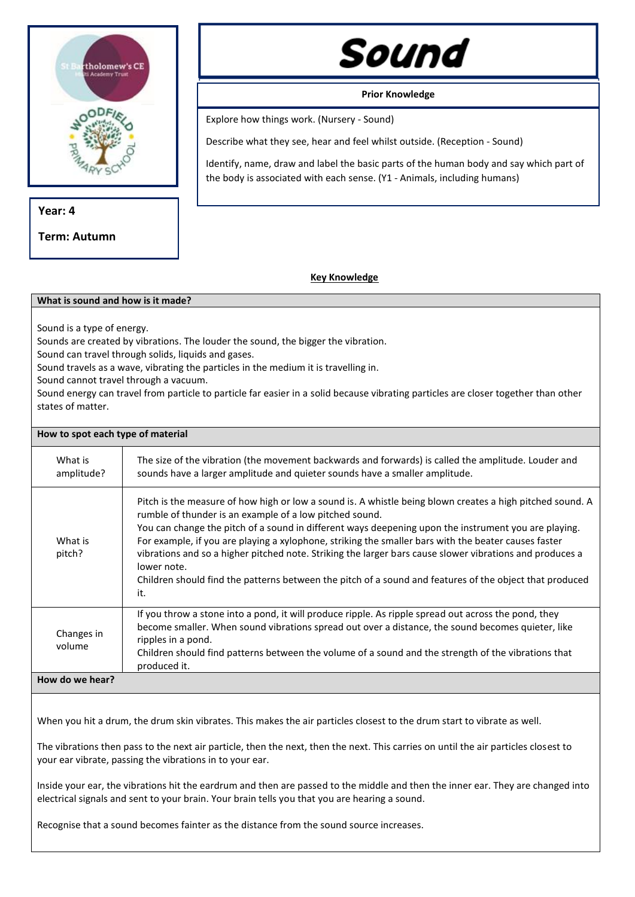Year: 4

Term: Autumn

# Sound

**Prior Knowledge**

Explore how things work. (Nursery - Sound)

Describe what they see, hear and feel whilst outside. (Reception - Sound)

Identify, name, draw and label the basic parts of the human body and say which part of the body is associated with each sense. (Y1 - Animals, including humans)

## Key Knowledge

### What is sound and how is it made?

Sound is a type of energy.
Sounds are created by vibrations. The louder the sound, the bigger the vibration.
Sound can travel through solids, liquids and gases.
Sound travels as a wave, vibrating the particles in the medium it is travelling in.
Sound cannot travel through a vacuum.
Sound energy can travel from particle to particle far easier in a solid because vibrating particles are closer together than other states of matter.

### How to spot each type of material

| | |
|---|---|
| What is amplitude? | The size of the vibration (the movement backwards and forwards) is called the amplitude. Louder and sounds have a larger amplitude and quieter sounds have a smaller amplitude. |
| What is pitch? | Pitch is the measure of how high or low a sound is. A whistle being blown creates a high pitched sound. A rumble of thunder is an example of a low pitched sound.<br>You can change the pitch of a sound in different ways deepening upon the instrument you are playing. For example, if you are playing a xylophone, striking the smaller bars with the beater causes faster vibrations and so a higher pitched note. Striking the larger bars cause slower vibrations and produces a lower note.<br>Children should find the patterns between the pitch of a sound and features of the object that produced it. |
| Changes in volume | If you throw a stone into a pond, it will produce ripple. As ripple spread out across the pond, they become smaller. When sound vibrations spread out over a distance, the sound becomes quieter, like ripples in a pond.<br>Children should find patterns between the volume of a sound and the strength of the vibrations that produced it. |

### How do we hear?

When you hit a drum, the drum skin vibrates. This makes the air particles closest to the drum start to vibrate as well.

The vibrations then pass to the next air particle, then the next, then the next. This carries on until the air particles closest to your ear vibrate, passing the vibrations in to your ear.

Inside your ear, the vibrations hit the eardrum and then are passed to the middle and then the inner ear. They are changed into electrical signals and sent to your brain. Your brain tells you that you are hearing a sound.

Recognise that a sound becomes fainter as the distance from the sound source increases.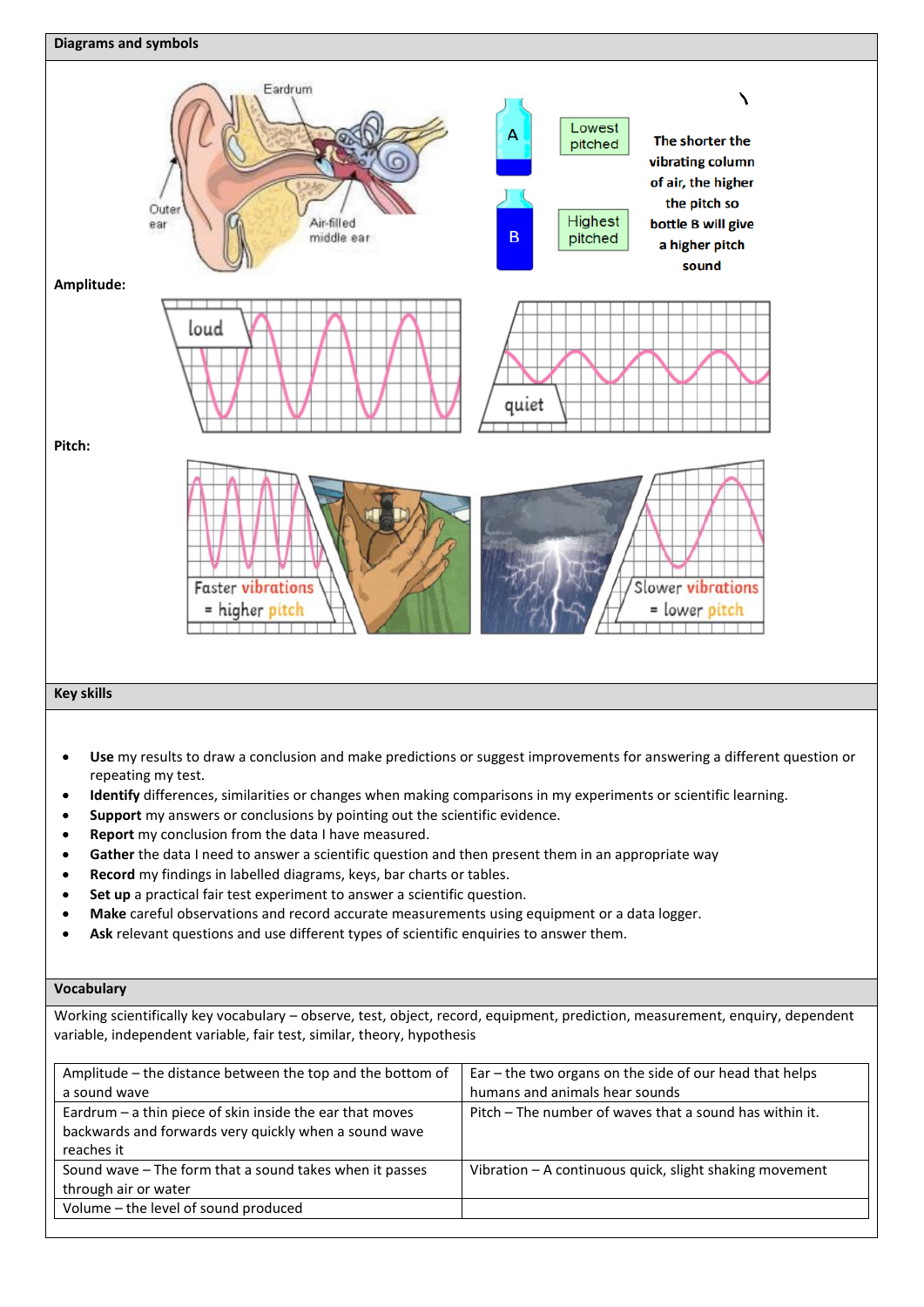## Diagrams and symbols

Eardrum

Outer ear

Air-filled middle ear

A — Lowest pitched

B — Highest pitched

The shorter the vibrating column of air, the higher the pitch so bottle B will give a higher pitch sound

**Amplitude:**

loud

quiet

**Pitch:**

Faster vibrations = higher pitch

Slower vibrations = lower pitch

## Key skills

- **Use** my results to draw a conclusion and make predictions or suggest improvements for answering a different question or repeating my test.
- **Identify** differences, similarities or changes when making comparisons in my experiments or scientific learning.
- **Support** my answers or conclusions by pointing out the scientific evidence.
- **Report** my conclusion from the data I have measured.
- **Gather** the data I need to answer a scientific question and then present them in an appropriate way
- **Record** my findings in labelled diagrams, keys, bar charts or tables.
- **Set up** a practical fair test experiment to answer a scientific question.
- **Make** careful observations and record accurate measurements using equipment or a data logger.
- **Ask** relevant questions and use different types of scientific enquiries to answer them.

## Vocabulary

Working scientifically key vocabulary – observe, test, object, record, equipment, prediction, measurement, enquiry, dependent variable, independent variable, fair test, similar, theory, hypothesis

| | |
|---|---|
| Amplitude – the distance between the top and the bottom of a sound wave | Ear – the two organs on the side of our head that helps humans and animals hear sounds |
| Eardrum – a thin piece of skin inside the ear that moves backwards and forwards very quickly when a sound wave reaches it | Pitch – The number of waves that a sound has within it. |
| Sound wave – The form that a sound takes when it passes through air or water | Vibration – A continuous quick, slight shaking movement |
| Volume – the level of sound produced | |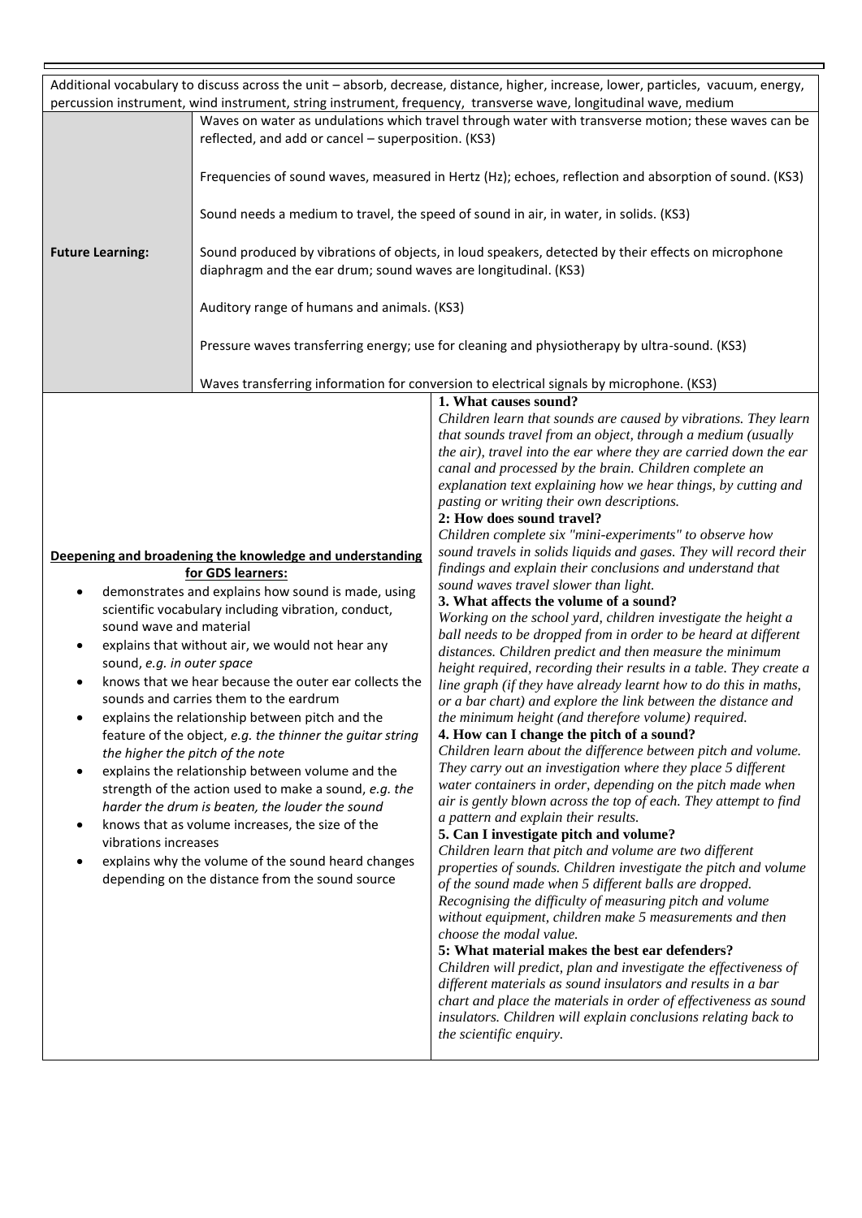| | |
|---|---|
| Additional vocabulary to discuss across the unit – absorb, decrease, distance, higher, increase, lower, particles, vacuum, energy, percussion instrument, wind instrument, string instrument, frequency, transverse wave, longitudinal wave, medium | |
| **Future Learning:** | Waves on water as undulations which travel through water with transverse motion; these waves can be reflected, and add or cancel – superposition. (KS3)<br><br>Frequencies of sound waves, measured in Hertz (Hz); echoes, reflection and absorption of sound. (KS3)<br><br>Sound needs a medium to travel, the speed of sound in air, in water, in solids. (KS3)<br><br>Sound produced by vibrations of objects, in loud speakers, detected by their effects on microphone diaphragm and the ear drum; sound waves are longitudinal. (KS3)<br><br>Auditory range of humans and animals. (KS3)<br><br>Pressure waves transferring energy; use for cleaning and physiotherapy by ultra-sound. (KS3)<br><br>Waves transferring information for conversion to electrical signals by microphone. (KS3) |
| **<u>Deepening and broadening the knowledge and understanding for GDS learners:</u>**<br>• demonstrates and explains how sound is made, using scientific vocabulary including vibration, conduct, sound wave and material<br>• explains that without air, we would not hear any sound, *e.g. in outer space*<br>• knows that we hear because the outer ear collects the sounds and carries them to the eardrum<br>• explains the relationship between pitch and the feature of the object, *e.g. the thinner the guitar string the higher the pitch of the note*<br>• explains the relationship between volume and the strength of the action used to make a sound, *e.g. the harder the drum is beaten, the louder the sound*<br>• knows that as volume increases, the size of the vibrations increases<br>• explains why the volume of the sound heard changes depending on the distance from the sound source | **1. What causes sound?**<br>*Children learn that sounds are caused by vibrations. They learn that sounds travel from an object, through a medium (usually the air), travel into the ear where they are carried down the ear canal and processed by the brain. Children complete an explanation text explaining how we hear things, by cutting and pasting or writing their own descriptions.*<br>**2: How does sound travel?**<br>*Children complete six "mini-experiments" to observe how sound travels in solids liquids and gases. They will record their findings and explain their conclusions and understand that sound waves travel slower than light.*<br>**3. What affects the volume of a sound?**<br>*Working on the school yard, children investigate the height a ball needs to be dropped from in order to be heard at different distances. Children predict and then measure the minimum height required, recording their results in a table. They create a line graph (if they have already learnt how to do this in maths, or a bar chart) and explore the link between the distance and the minimum height (and therefore volume) required.*<br>**4. How can I change the pitch of a sound?**<br>*Children learn about the difference between pitch and volume. They carry out an investigation where they place 5 different water containers in order, depending on the pitch made when air is gently blown across the top of each. They attempt to find a pattern and explain their results.*<br>**5. Can I investigate pitch and volume?**<br>*Children learn that pitch and volume are two different properties of sounds. Children investigate the pitch and volume of the sound made when 5 different balls are dropped. Recognising the difficulty of measuring pitch and volume without equipment, children make 5 measurements and then choose the modal value.*<br>**5: What material makes the best ear defenders?**<br>*Children will predict, plan and investigate the effectiveness of different materials as sound insulators and results in a bar chart and place the materials in order of effectiveness as sound insulators. Children will explain conclusions relating back to the scientific enquiry.* |